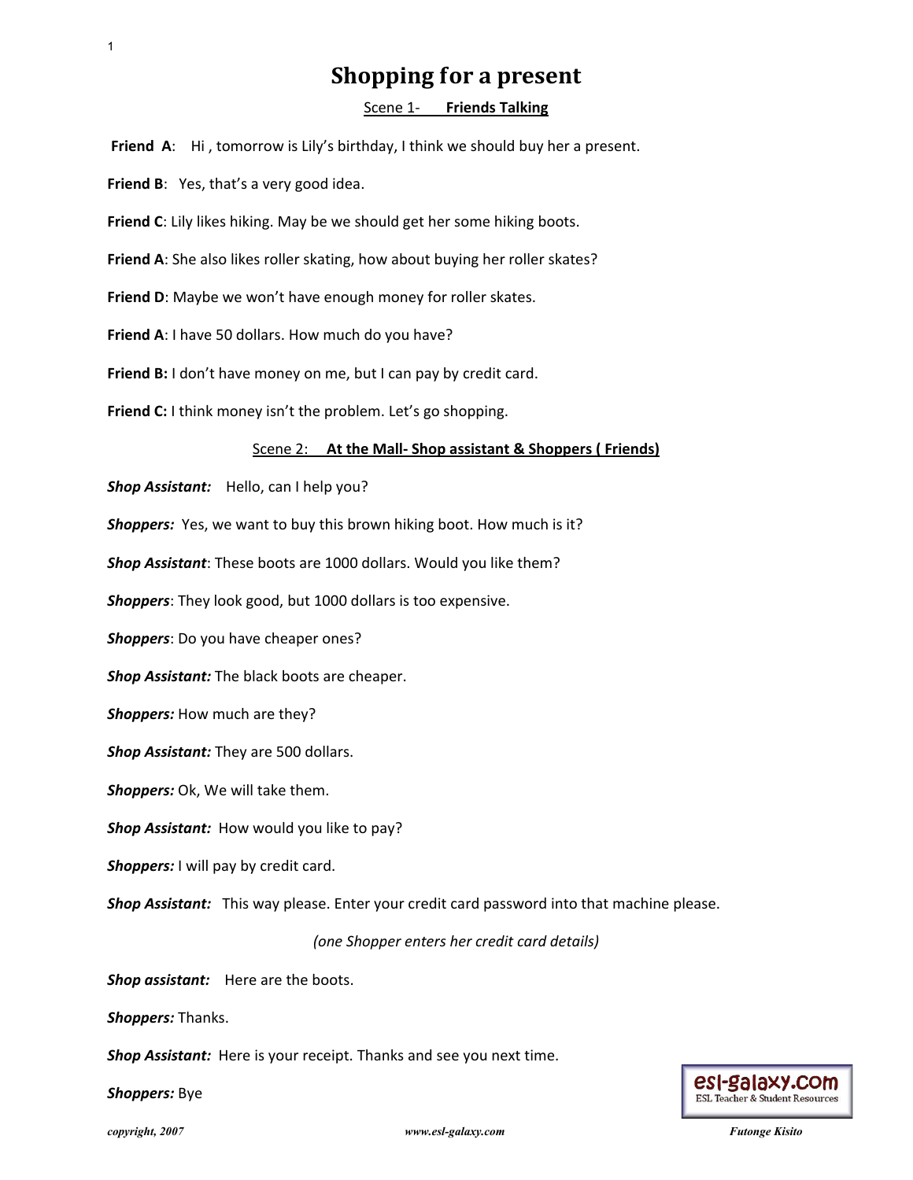# Shopping for a present

## Scene 1- **Friends Talking**

**Friend A**: Hi , tomorrow is Lily's birthday, I think we should buy her a present.

**Friend B**: Yes, that's a very good idea.

**Friend C**: Lily likes hiking. May be we should get her some hiking boots.

**Friend A**: She also likes roller skating, how about buying her roller skates?

**Friend D**: Maybe we won't have enough money for roller skates.

**Friend A**: I have 50 dollars. How much do you have?

**Friend B:** I don't have money on me, but I can pay by credit card.

**Friend C:** I think money isn't the problem. Let's go shopping.

## Scene 2: **At the Mall- Shop assistant & Shoppers ( Friends)**

***Shop Assistant:*** Hello, can I help you?

***Shoppers:*** Yes, we want to buy this brown hiking boot. How much is it?

***Shop Assistant***: These boots are 1000 dollars. Would you like them?

***Shoppers***: They look good, but 1000 dollars is too expensive.

***Shoppers***: Do you have cheaper ones?

***Shop Assistant:*** The black boots are cheaper.

***Shoppers:*** How much are they?

***Shop Assistant:*** They are 500 dollars.

***Shoppers:*** Ok, We will take them.

***Shop Assistant:*** How would you like to pay?

***Shoppers:*** I will pay by credit card.

***Shop Assistant:*** This way please. Enter your credit card password into that machine please.

*(one Shopper enters her credit card details)*

***Shop assistant:*** Here are the boots.

***Shoppers:*** Thanks.

***Shop Assistant:*** Here is your receipt. Thanks and see you next time.

***Shoppers:*** Bye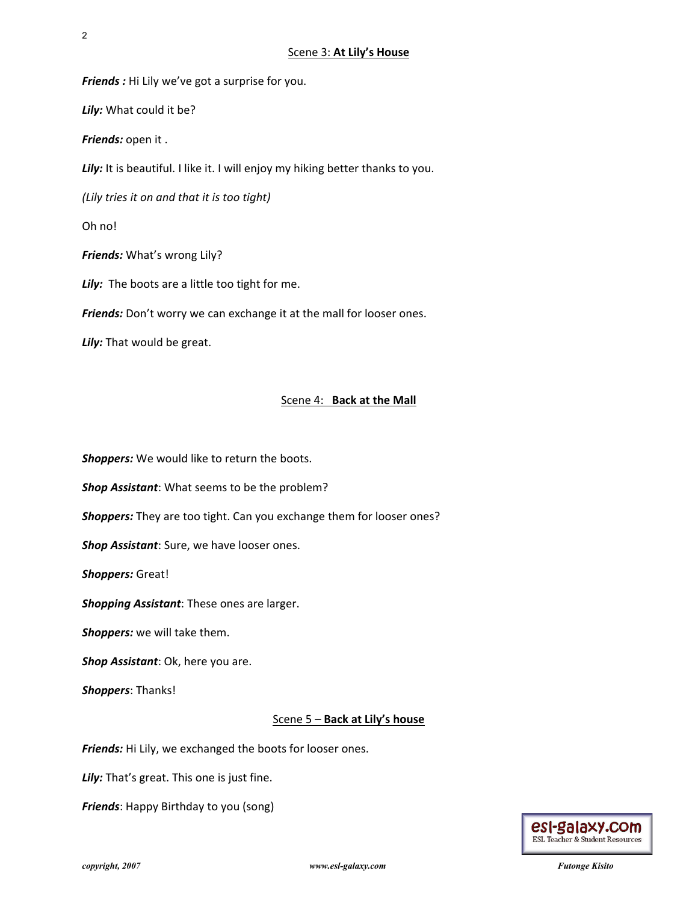## Scene 3: **At Lily's House**

***Friends :*** Hi Lily we've got a surprise for you.

***Lily:*** What could it be?

***Friends:*** open it .

***Lily:*** It is beautiful. I like it. I will enjoy my hiking better thanks to you.

*(Lily tries it on and that it is too tight)*

Oh no!

***Friends:*** What's wrong Lily?

***Lily:*** The boots are a little too tight for me.

***Friends:*** Don't worry we can exchange it at the mall for looser ones.

***Lily:*** That would be great.

## Scene 4: **Back at the Mall**

***Shoppers:*** We would like to return the boots.

***Shop Assistant***: What seems to be the problem?

***Shoppers:*** They are too tight. Can you exchange them for looser ones?

***Shop Assistant***: Sure, we have looser ones.

***Shoppers:*** Great!

***Shopping Assistant***: These ones are larger.

***Shoppers:*** we will take them.

***Shop Assistant***: Ok, here you are.

***Shoppers***: Thanks!

## Scene 5 – **Back at Lily's house**

***Friends:*** Hi Lily, we exchanged the boots for looser ones.

***Lily:*** That's great. This one is just fine.

***Friends***: Happy Birthday to you (song)